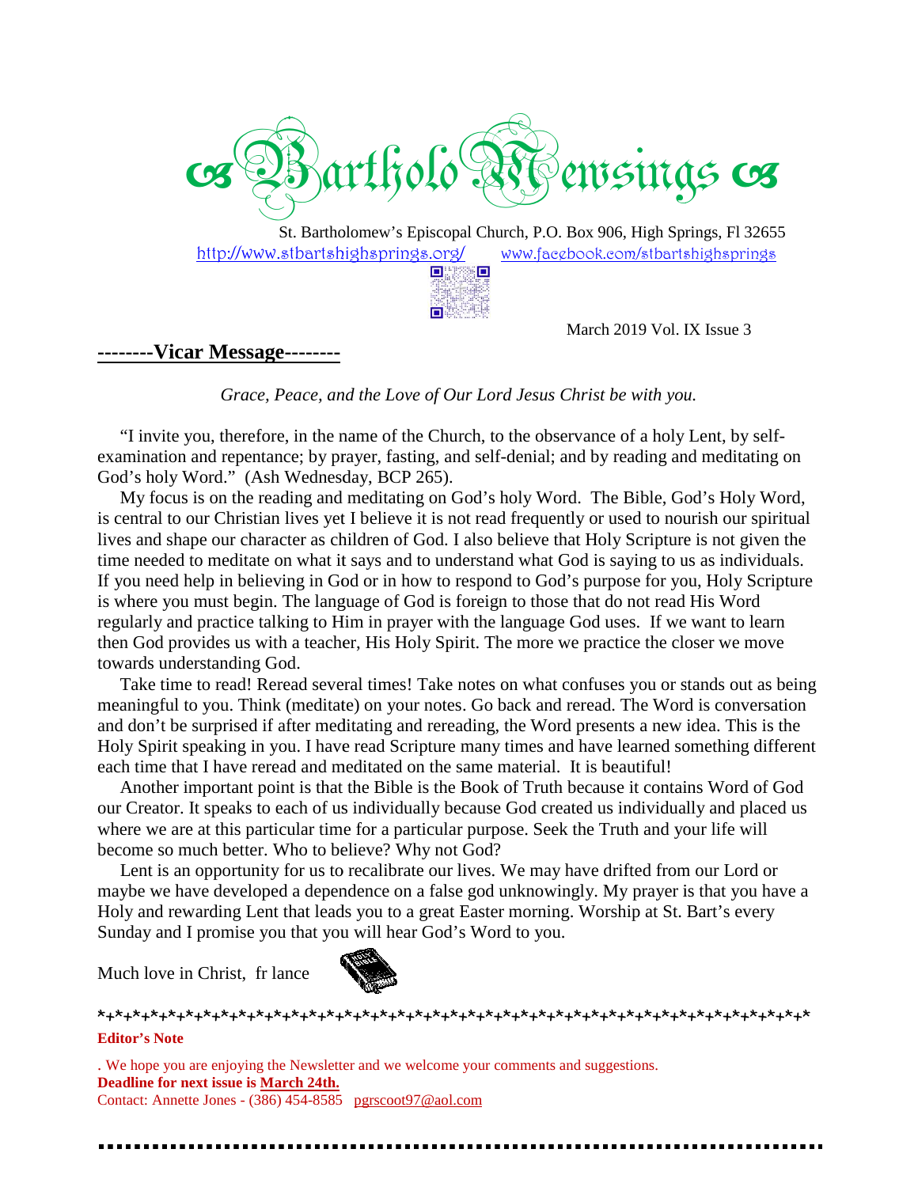# ☙ BartholoMewsings ☙

St. Bartholomew's Episcopal Church, P.O. Box 906, High Springs, Fl 32655

http://www.stbartshighsprings.org/ www.facebook.com/stbartshighsprings

March 2019 Vol. IX Issue 3

## --------Vicar Message--------

*Grace, Peace, and the Love of Our Lord Jesus Christ be with you.*

"I invite you, therefore, in the name of the Church, to the observance of a holy Lent, by self-examination and repentance; by prayer, fasting, and self-denial; and by reading and meditating on God's holy Word." (Ash Wednesday, BCP 265).

My focus is on the reading and meditating on God's holy Word. The Bible, God's Holy Word, is central to our Christian lives yet I believe it is not read frequently or used to nourish our spiritual lives and shape our character as children of God. I also believe that Holy Scripture is not given the time needed to meditate on what it says and to understand what God is saying to us as individuals. If you need help in believing in God or in how to respond to God's purpose for you, Holy Scripture is where you must begin. The language of God is foreign to those that do not read His Word regularly and practice talking to Him in prayer with the language God uses. If we want to learn then God provides us with a teacher, His Holy Spirit. The more we practice the closer we move towards understanding God.

Take time to read! Reread several times! Take notes on what confuses you or stands out as being meaningful to you. Think (meditate) on your notes. Go back and reread. The Word is conversation and don't be surprised if after meditating and rereading, the Word presents a new idea. This is the Holy Spirit speaking in you. I have read Scripture many times and have learned something different each time that I have reread and meditated on the same material. It is beautiful!

Another important point is that the Bible is the Book of Truth because it contains Word of God our Creator. It speaks to each of us individually because God created us individually and placed us where we are at this particular time for a particular purpose. Seek the Truth and your life will become so much better. Who to believe? Why not God?

Lent is an opportunity for us to recalibrate our lives. We may have drifted from our Lord or maybe we have developed a dependence on a false god unknowingly. My prayer is that you have a Holy and rewarding Lent that leads you to a great Easter morning. Worship at St. Bart's every Sunday and I promise you that you will hear God's Word to you.

Much love in Christ, fr lance

*+*+*+*+*+*+*+*+*+*+*+*+*+*+*+*+*+*+*+*+*+*+*+*+*+*+*+*+*+*+*+*+*+*+*+*+*+*+*+*+*+*+*+*+*

**Editor's Note**

. We hope you are enjoying the Newsletter and we welcome your comments and suggestions.

**Deadline for next issue is March 24th.**

Contact: Annette Jones - (386) 454-8585 pgrscoot97@aol.com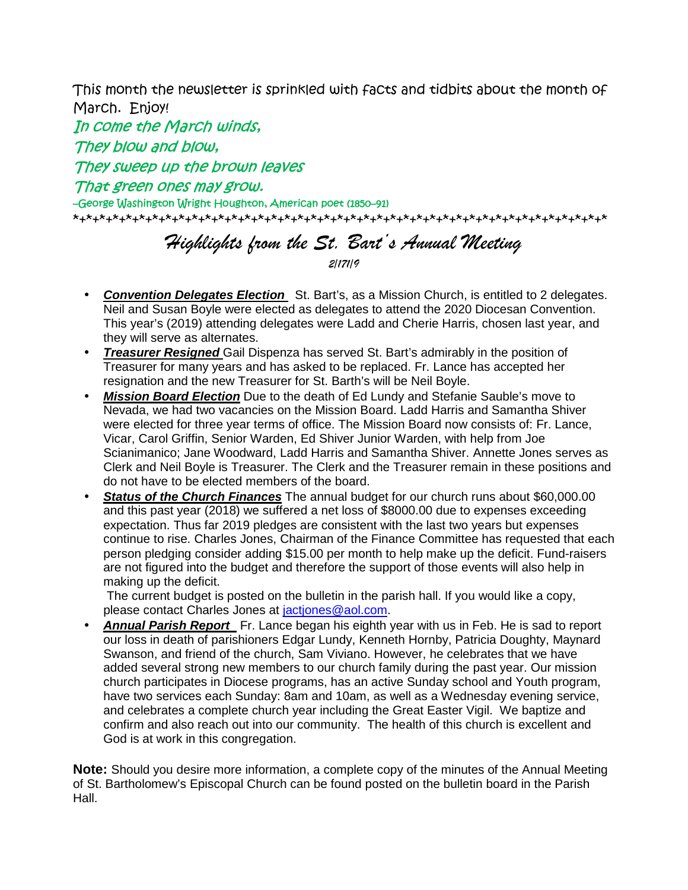This month the newsletter is sprinkled with facts and tidbits about the month of March. Enjoy!

*In come the March winds,*
*They blow and blow,*
*They sweep up the brown leaves*
*That green ones may grow.*

–George Washington Wright Houghton, American poet (1850–91)

*+*+*+*+*+*+*+*+*+*+*+*+*+*+*+*+*+*+*+*+*+*+*+*+*+*+*+*+*+*+*+*+*+*+*+*+*+*+*+*+*+*+*+*

## *Highlights from the St. Bart's Annual Meeting*

2/17/19

- ***Convention Delegates Election*** St. Bart's, as a Mission Church, is entitled to 2 delegates. Neil and Susan Boyle were elected as delegates to attend the 2020 Diocesan Convention. This year's (2019) attending delegates were Ladd and Cherie Harris, chosen last year, and they will serve as alternates.
- ***Treasurer Resigned*** Gail Dispenza has served St. Bart's admirably in the position of Treasurer for many years and has asked to be replaced. Fr. Lance has accepted her resignation and the new Treasurer for St. Barth's will be Neil Boyle.
- ***Mission Board Election*** Due to the death of Ed Lundy and Stefanie Sauble's move to Nevada, we had two vacancies on the Mission Board. Ladd Harris and Samantha Shiver were elected for three year terms of office. The Mission Board now consists of: Fr. Lance, Vicar, Carol Griffin, Senior Warden, Ed Shiver Junior Warden, with help from Joe Scianimanico; Jane Woodward, Ladd Harris and Samantha Shiver. Annette Jones serves as Clerk and Neil Boyle is Treasurer. The Clerk and the Treasurer remain in these positions and do not have to be elected members of the board.
- ***Status of the Church Finances*** The annual budget for our church runs about $60,000.00 and this past year (2018) we suffered a net loss of $8000.00 due to expenses exceeding expectation. Thus far 2019 pledges are consistent with the last two years but expenses continue to rise. Charles Jones, Chairman of the Finance Committee has requested that each person pledging consider adding $15.00 per month to help make up the deficit. Fund-raisers are not figured into the budget and therefore the support of those events will also help in making up the deficit.

  The current budget is posted on the bulletin in the parish hall. If you would like a copy, please contact Charles Jones at jactjones@aol.com.
- ***Annual Parish Report*** Fr. Lance began his eighth year with us in Feb. He is sad to report our loss in death of parishioners Edgar Lundy, Kenneth Hornby, Patricia Doughty, Maynard Swanson, and friend of the church, Sam Viviano. However, he celebrates that we have added several strong new members to our church family during the past year. Our mission church participates in Diocese programs, has an active Sunday school and Youth program, have two services each Sunday: 8am and 10am, as well as a Wednesday evening service, and celebrates a complete church year including the Great Easter Vigil. We baptize and confirm and also reach out into our community. The health of this church is excellent and God is at work in this congregation.

**Note:** Should you desire more information, a complete copy of the minutes of the Annual Meeting of St. Bartholomew's Episcopal Church can be found posted on the bulletin board in the Parish Hall.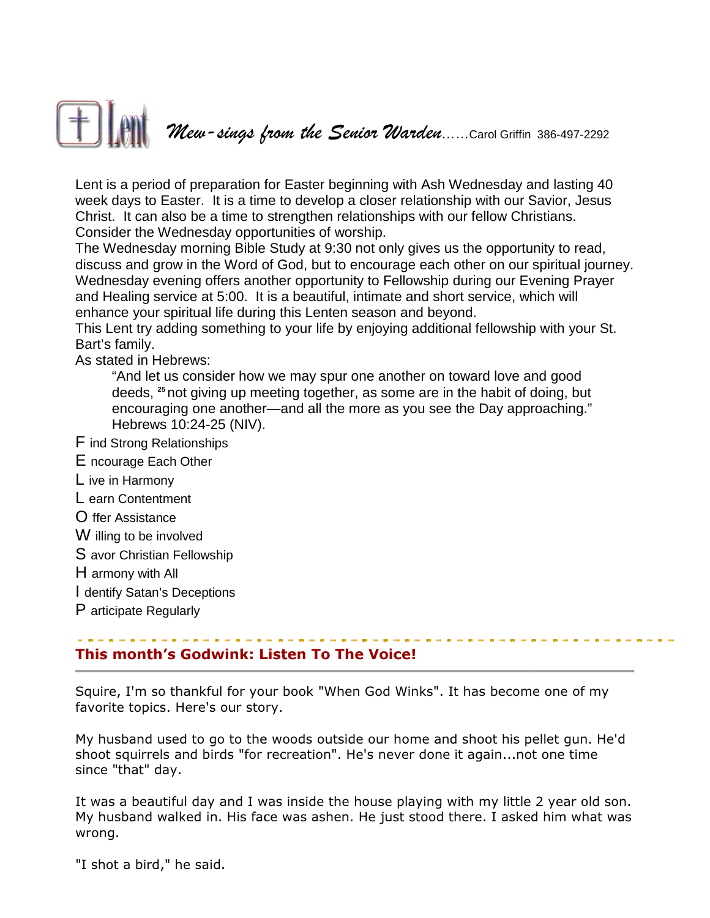## Lent *Mew-sings from the Senior Warden*……Carol Griffin 386-497-2292

Lent is a period of preparation for Easter beginning with Ash Wednesday and lasting 40 week days to Easter. It is a time to develop a closer relationship with our Savior, Jesus Christ. It can also be a time to strengthen relationships with our fellow Christians. Consider the Wednesday opportunities of worship.

The Wednesday morning Bible Study at 9:30 not only gives us the opportunity to read, discuss and grow in the Word of God, but to encourage each other on our spiritual journey.

Wednesday evening offers another opportunity to Fellowship during our Evening Prayer and Healing service at 5:00. It is a beautiful, intimate and short service, which will enhance your spiritual life during this Lenten season and beyond.

This Lent try adding something to your life by enjoying additional fellowship with your St. Bart's family.

As stated in Hebrews:

> "And let us consider how we may spur one another on toward love and good deeds, [25] not giving up meeting together, as some are in the habit of doing, but encouraging one another—and all the more as you see the Day approaching." Hebrews 10:24-25 (NIV).

F ind Strong Relationships
E ncourage Each Other
L ive in Harmony
L earn Contentment
O ffer Assistance
W illing to be involved
S avor Christian Fellowship
H armony with All
I dentify Satan's Deceptions
P articipate Regularly

---

## This month's Godwink: Listen To The Voice!

Squire, I'm so thankful for your book "When God Winks". It has become one of my favorite topics. Here's our story.

My husband used to go to the woods outside our home and shoot his pellet gun. He'd shoot squirrels and birds "for recreation". He's never done it again...not one time since "that" day.

It was a beautiful day and I was inside the house playing with my little 2 year old son. My husband walked in. His face was ashen. He just stood there. I asked him what was wrong.

"I shot a bird," he said.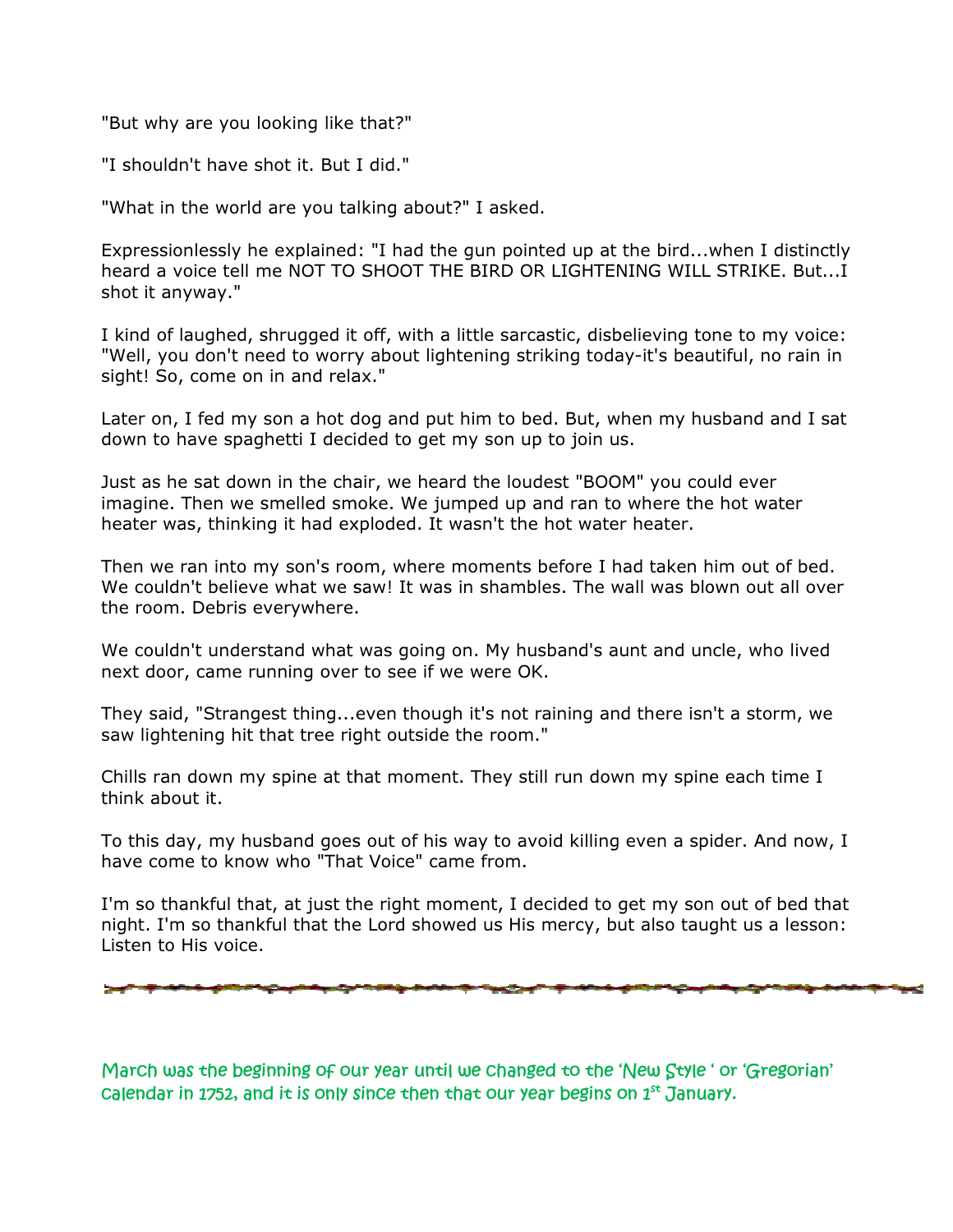"But why are you looking like that?"

"I shouldn't have shot it. But I did."

"What in the world are you talking about?" I asked.

Expressionlessly he explained: "I had the gun pointed up at the bird...when I distinctly heard a voice tell me NOT TO SHOOT THE BIRD OR LIGHTENING WILL STRIKE. But...I shot it anyway."

I kind of laughed, shrugged it off, with a little sarcastic, disbelieving tone to my voice: "Well, you don't need to worry about lightening striking today-it's beautiful, no rain in sight! So, come on in and relax."

Later on, I fed my son a hot dog and put him to bed. But, when my husband and I sat down to have spaghetti I decided to get my son up to join us.

Just as he sat down in the chair, we heard the loudest "BOOM" you could ever imagine. Then we smelled smoke. We jumped up and ran to where the hot water heater was, thinking it had exploded. It wasn't the hot water heater.

Then we ran into my son's room, where moments before I had taken him out of bed. We couldn't believe what we saw! It was in shambles. The wall was blown out all over the room. Debris everywhere.

We couldn't understand what was going on. My husband's aunt and uncle, who lived next door, came running over to see if we were OK.

They said, "Strangest thing...even though it's not raining and there isn't a storm, we saw lightening hit that tree right outside the room."

Chills ran down my spine at that moment. They still run down my spine each time I think about it.

To this day, my husband goes out of his way to avoid killing even a spider. And now, I have come to know who "That Voice" came from.

I'm so thankful that, at just the right moment, I decided to get my son out of bed that night. I'm so thankful that the Lord showed us His mercy, but also taught us a lesson: Listen to His voice.

---

March was the beginning of our year until we changed to the 'New Style ' or 'Gregorian' calendar in 1752, and it is only since then that our year begins on 1st January.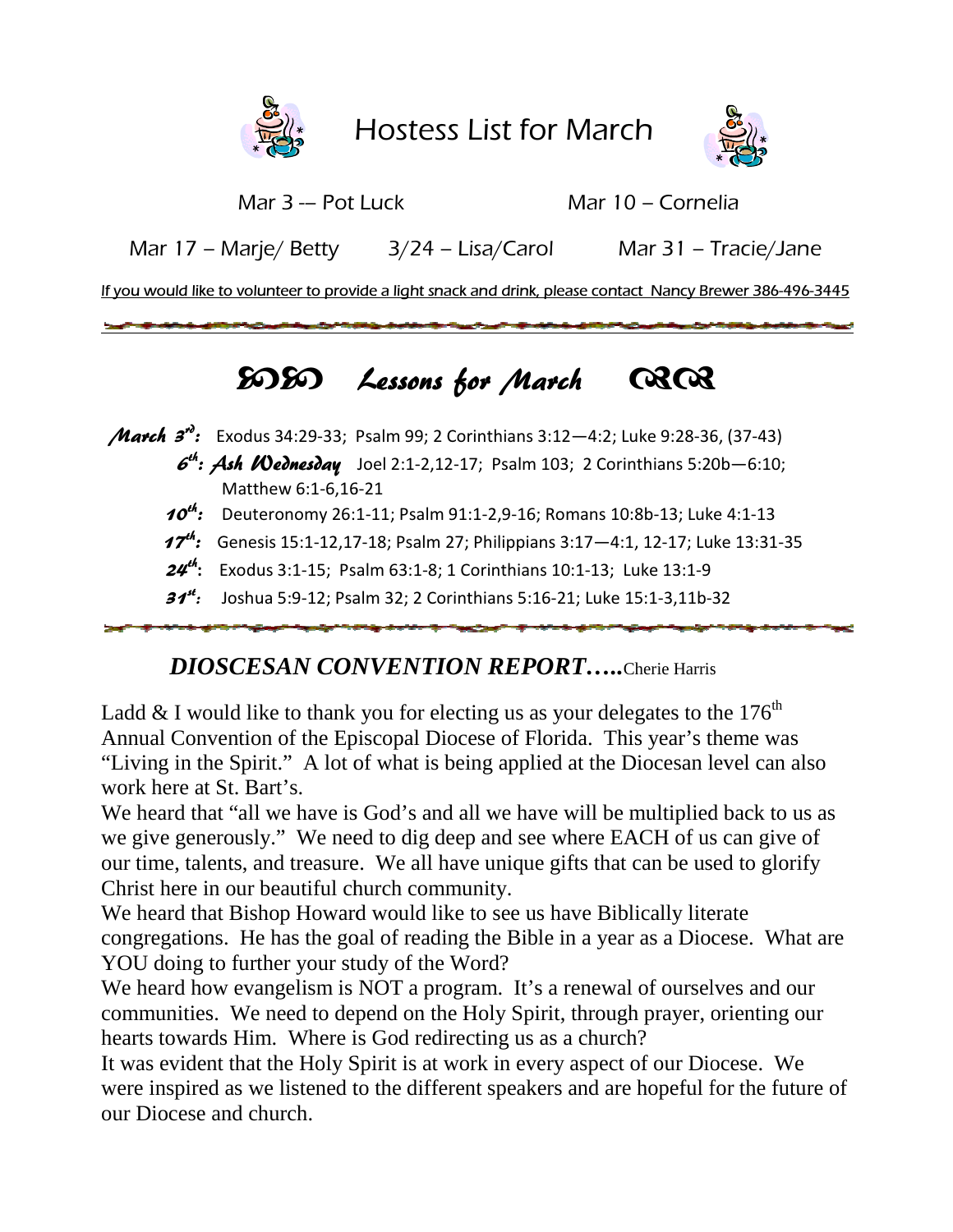# Hostess List for March

Mar 3 –- Pot Luck　　　　　Mar 10 – Cornelia

Mar 17 – Marje/ Betty　　3/24 – Lisa/Carol　　Mar 31 – Tracie/Jane

If you would like to volunteer to provide a light snack and drink, please contact Nancy Brewer 386-496-3445

---

# Lessons for March

***March 3rd:*** Exodus 34:29-33; Psalm 99; 2 Corinthians 3:12—4:2; Luke 9:28-36, (37-43)

***6th: Ash Wednesday*** Joel 2:1-2,12-17; Psalm 103; 2 Corinthians 5:20b—6:10; Matthew 6:1-6,16-21

***10th:*** Deuteronomy 26:1-11; Psalm 91:1-2,9-16; Romans 10:8b-13; Luke 4:1-13

***17th:*** Genesis 15:1-12,17-18; Psalm 27; Philippians 3:17—4:1, 12-17; Luke 13:31-35

***24th:*** Exodus 3:1-15; Psalm 63:1-8; 1 Corinthians 10:1-13; Luke 13:1-9

***31st:*** Joshua 5:9-12; Psalm 32; 2 Corinthians 5:16-21; Luke 15:1-3,11b-32

---

## *DIOSCESAN CONVENTION REPORT…..*Cherie Harris

Ladd & I would like to thank you for electing us as your delegates to the 176th Annual Convention of the Episcopal Diocese of Florida. This year's theme was "Living in the Spirit." A lot of what is being applied at the Diocesan level can also work here at St. Bart's.

We heard that "all we have is God's and all we have will be multiplied back to us as we give generously." We need to dig deep and see where EACH of us can give of our time, talents, and treasure. We all have unique gifts that can be used to glorify Christ here in our beautiful church community.

We heard that Bishop Howard would like to see us have Biblically literate congregations. He has the goal of reading the Bible in a year as a Diocese. What are YOU doing to further your study of the Word?

We heard how evangelism is NOT a program. It's a renewal of ourselves and our communities. We need to depend on the Holy Spirit, through prayer, orienting our hearts towards Him. Where is God redirecting us as a church?

It was evident that the Holy Spirit is at work in every aspect of our Diocese. We were inspired as we listened to the different speakers and are hopeful for the future of our Diocese and church.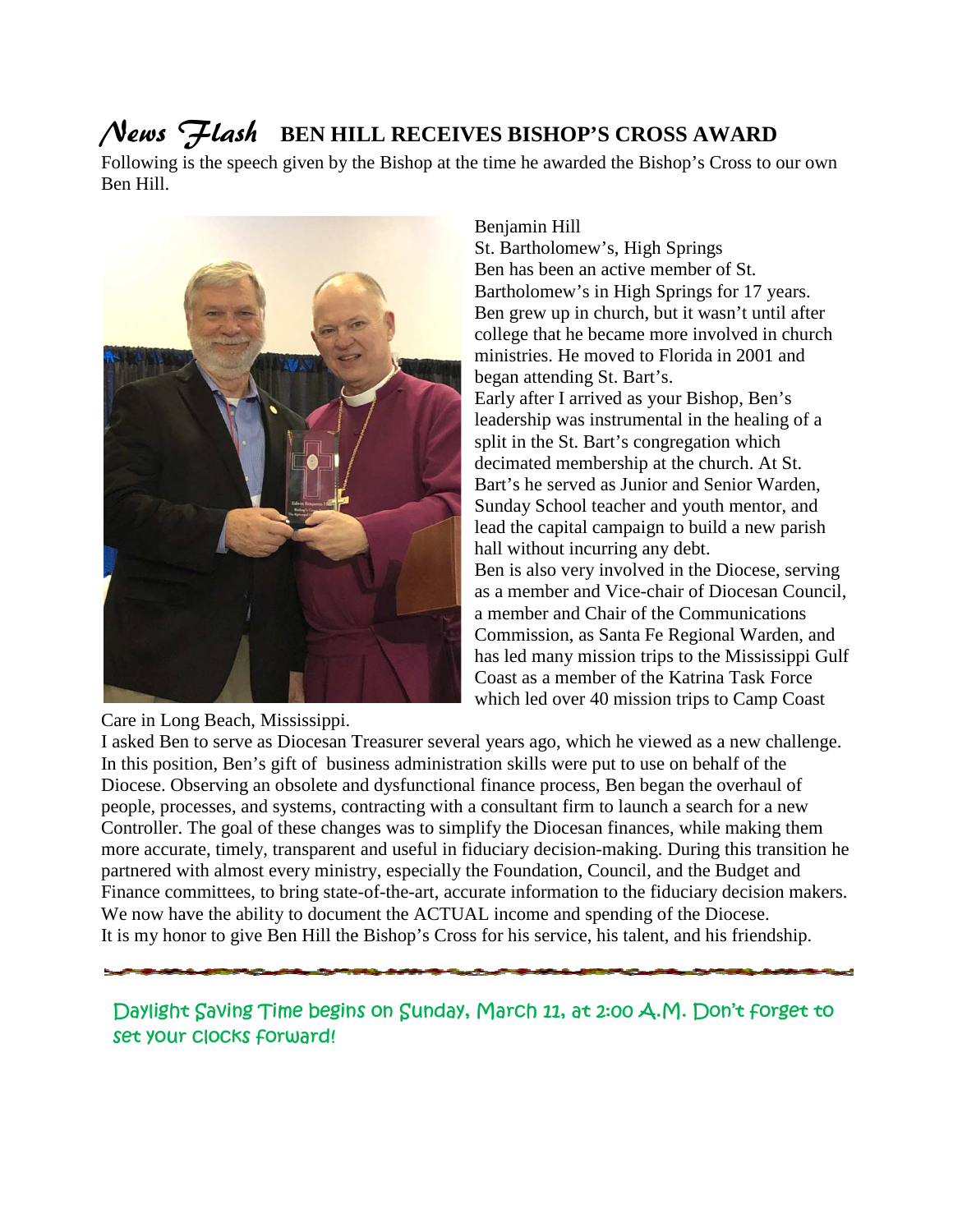## *News Flash* BEN HILL RECEIVES BISHOP'S CROSS AWARD

Following is the speech given by the Bishop at the time he awarded the Bishop's Cross to our own Ben Hill.

Benjamin Hill
St. Bartholomew's, High Springs

Ben has been an active member of St. Bartholomew's in High Springs for 17 years. Ben grew up in church, but it wasn't until after college that he became more involved in church ministries. He moved to Florida in 2001 and began attending St. Bart's.

Early after I arrived as your Bishop, Ben's leadership was instrumental in the healing of a split in the St. Bart's congregation which decimated membership at the church. At St. Bart's he served as Junior and Senior Warden, Sunday School teacher and youth mentor, and lead the capital campaign to build a new parish hall without incurring any debt.

Ben is also very involved in the Diocese, serving as a member and Vice-chair of Diocesan Council, a member and Chair of the Communications Commission, as Santa Fe Regional Warden, and has led many mission trips to the Mississippi Gulf Coast as a member of the Katrina Task Force which led over 40 mission trips to Camp Coast Care in Long Beach, Mississippi.

I asked Ben to serve as Diocesan Treasurer several years ago, which he viewed as a new challenge. In this position, Ben's gift of business administration skills were put to use on behalf of the Diocese. Observing an obsolete and dysfunctional finance process, Ben began the overhaul of people, processes, and systems, contracting with a consultant firm to launch a search for a new Controller. The goal of these changes was to simplify the Diocesan finances, while making them more accurate, timely, transparent and useful in fiduciary decision-making. During this transition he partnered with almost every ministry, especially the Foundation, Council, and the Budget and Finance committees, to bring state-of-the-art, accurate information to the fiduciary decision makers. We now have the ability to document the ACTUAL income and spending of the Diocese.

It is my honor to give Ben Hill the Bishop's Cross for his service, his talent, and his friendship.

---

Daylight Saving Time begins on Sunday, March 11, at 2:00 A.M. Don't forget to set your clocks forward!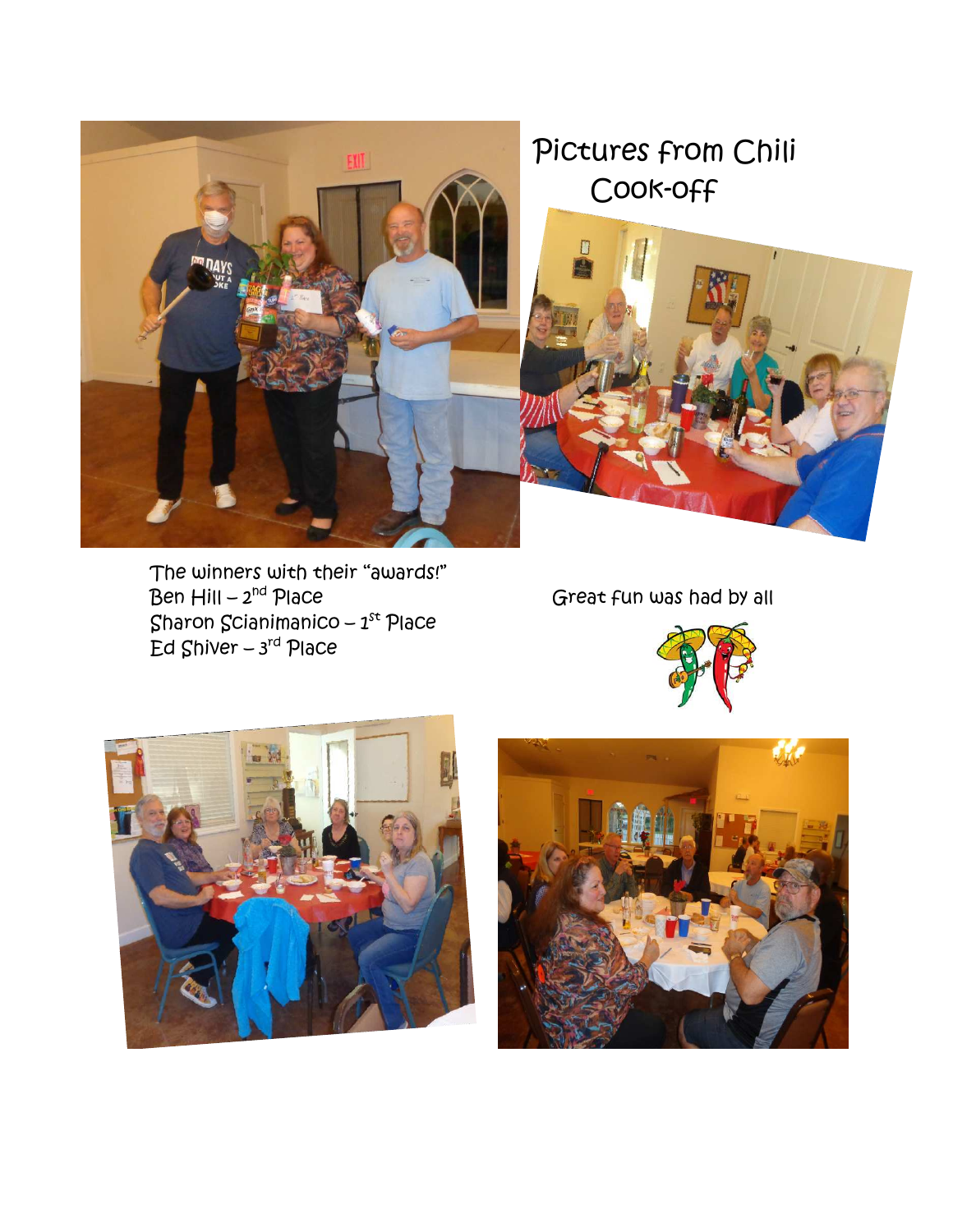# Pictures from Chili Cook-off

The winners with their "awards!"
Ben Hill – 2nd Place
Sharon Scianimanico – 1st Place
Ed Shiver – 3rd Place

Great fun was had by all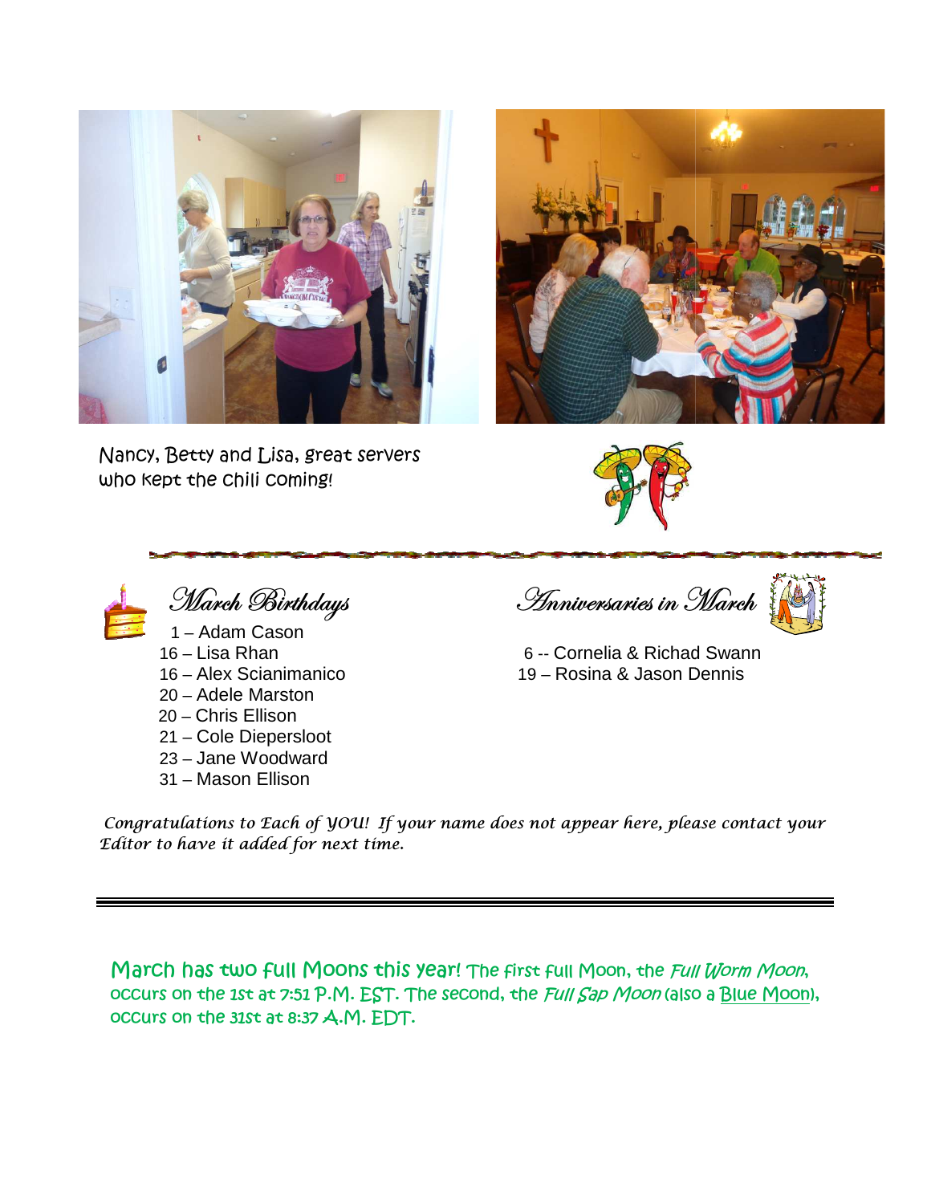Nancy, Betty and Lisa, great servers who kept the chili coming!

## March Birthdays

1 – Adam Cason
16 – Lisa Rhan
16 – Alex Scianimanico
20 – Adele Marston
20 – Chris Ellison
21 – Cole Diepersloot
23 – Jane Woodward
31 – Mason Ellison

## Anniversaries in March

6 -- Cornelia & Richad Swann
19 – Rosina & Jason Dennis

*Congratulations to Each of YOU! If your name does not appear here, please contact your Editor to have it added for next time.*

---

**March has two full Moons this year!** The first full Moon, the *Full Worm Moon*, occurs on the 1st at 7:51 P.M. EST. The second, the *Full Sap Moon* (also a Blue Moon), occurs on the 31st at 8:37 A.M. EDT.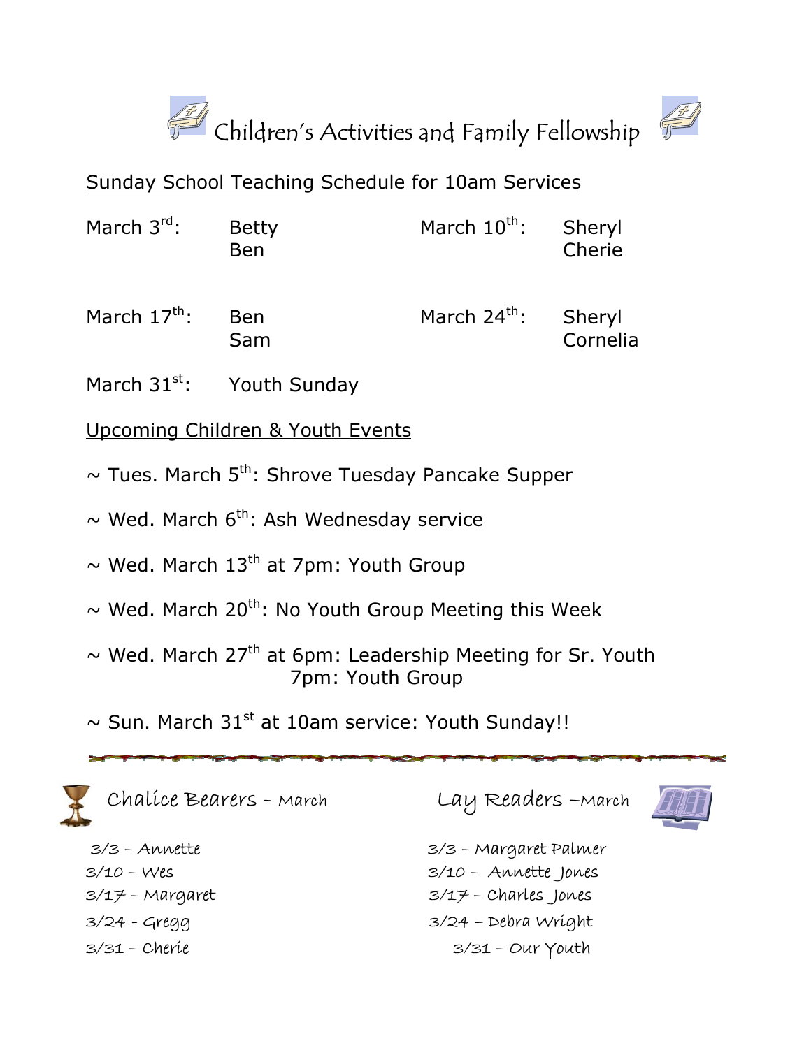# Children's Activities and Family Fellowship

## Sunday School Teaching Schedule for 10am Services

| Date | Teachers |
|---|---|
| March 3rd: | Betty, Ben |
| March 10th: | Sheryl, Cherie |
| March 17th: | Ben, Sam |
| March 24th: | Sheryl, Cornelia |
| March 31st: | Youth Sunday |

## Upcoming Children & Youth Events

~ Tues. March 5th: Shrove Tuesday Pancake Supper

~ Wed. March 6th: Ash Wednesday service

~ Wed. March 13th at 7pm: Youth Group

~ Wed. March 20th: No Youth Group Meeting this Week

~ Wed. March 27th at 6pm: Leadership Meeting for Sr. Youth
7pm: Youth Group

~ Sun. March 31st at 10am service: Youth Sunday!!

## Chalice Bearers - March

3/3 – Annette
3/10 – Wes
3/17 – Margaret
3/24 - Gregg
3/31 – Cherie

## Lay Readers – March

3/3 – Margaret Palmer
3/10 – Annette Jones
3/17 – Charles Jones
3/24 – Debra Wright
3/31 – Our Youth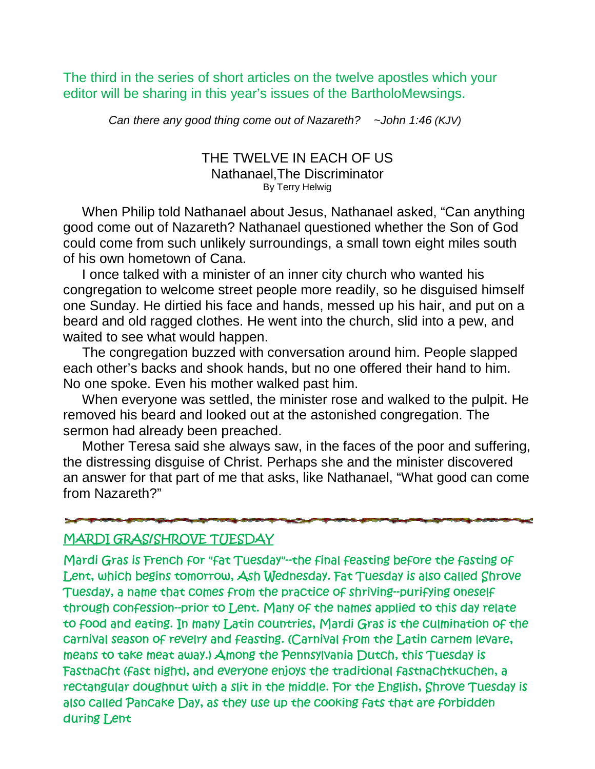The third in the series of short articles on the twelve apostles which your editor will be sharing in this year's issues of the BartholoMewsings.

*Can there any good thing come out of Nazareth? ~John 1:46 (KJV)*

## THE TWELVE IN EACH OF US

### Nathanael,The Discriminator

By Terry Helwig

When Philip told Nathanael about Jesus, Nathanael asked, "Can anything good come out of Nazareth? Nathanael questioned whether the Son of God could come from such unlikely surroundings, a small town eight miles south of his own hometown of Cana.

I once talked with a minister of an inner city church who wanted his congregation to welcome street people more readily, so he disguised himself one Sunday. He dirtied his face and hands, messed up his hair, and put on a beard and old ragged clothes. He went into the church, slid into a pew, and waited to see what would happen.

The congregation buzzed with conversation around him. People slapped each other's backs and shook hands, but no one offered their hand to him. No one spoke. Even his mother walked past him.

When everyone was settled, the minister rose and walked to the pulpit. He removed his beard and looked out at the astonished congregation. The sermon had already been preached.

Mother Teresa said she always saw, in the faces of the poor and suffering, the distressing disguise of Christ. Perhaps she and the minister discovered an answer for that part of me that asks, like Nathanael, "What good can come from Nazareth?"

---

## MARDI GRAS/SHROVE TUESDAY

Mardi Gras is French for "fat Tuesday"--the final feasting before the fasting of Lent, which begins tomorrow, Ash Wednesday. Fat Tuesday is also called Shrove Tuesday, a name that comes from the practice of shriving--purifying oneself through confession--prior to Lent. Many of the names applied to this day relate to food and eating. In many Latin countries, Mardi Gras is the culmination of the carnival season of revelry and feasting. (Carnival from the Latin carnem levare, means to take meat away.) Among the Pennsylvania Dutch, this Tuesday is Fastnacht (fast night), and everyone enjoys the traditional fastnachtkuchen, a rectangular doughnut with a slit in the middle. For the English, Shrove Tuesday is also called Pancake Day, as they use up the cooking fats that are forbidden during Lent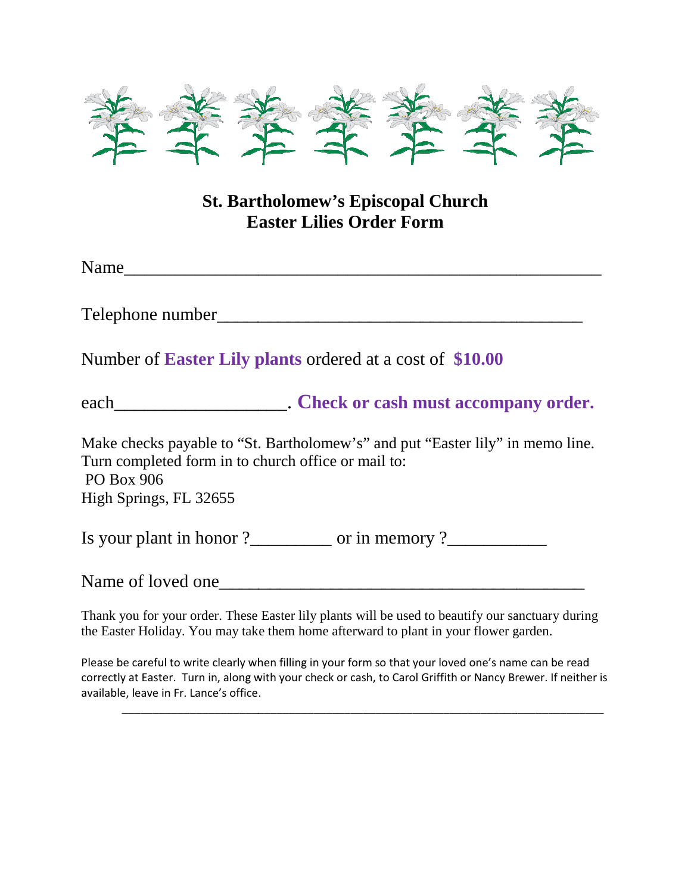**St. Bartholomew's Episcopal Church**
**Easter Lilies Order Form**

Name_______________________________________________

Telephone number___________________________________

Number of **Easter Lily plants** ordered at a cost of **$10.00**

each__________________. **Check or cash must accompany order.**

Make checks payable to "St. Bartholomew's" and put "Easter lily" in memo line.
Turn completed form in to church office or mail to:
PO Box 906
High Springs, FL 32655

Is your plant in honor ?_________ or in memory ?___________

Name of loved one___________________________________

Thank you for your order. These Easter lily plants will be used to beautify our sanctuary during the Easter Holiday. You may take them home afterward to plant in your flower garden.

Please be careful to write clearly when filling in your form so that your loved one's name can be read correctly at Easter. Turn in, along with your check or cash, to Carol Griffith or Nancy Brewer. If neither is available, leave in Fr. Lance's office.

___________________________________________________________________